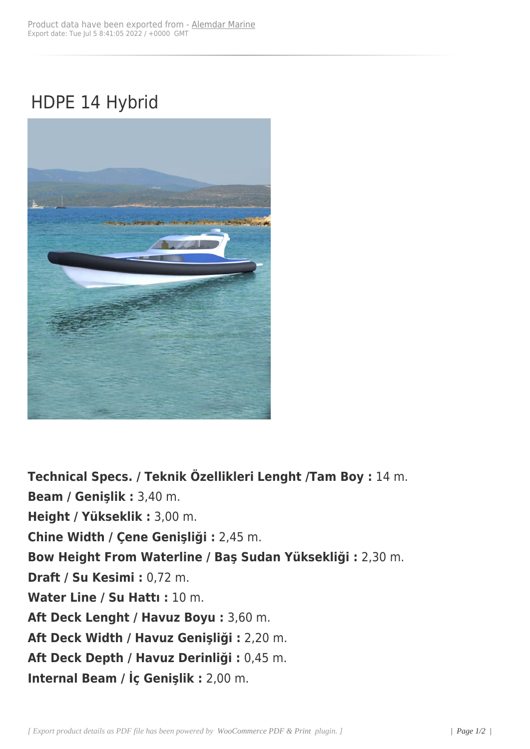Product data have been exported from - Alemdar Marine
Export date: Tue Jul 5 8:41:05 2022 / +0000 GMT

# HDPE 14 Hybrid

**Technical Specs. / Teknik Özellikleri Lenght /Tam Boy :** 14 m.
**Beam / Genişlik :** 3,40 m.
**Height / Yükseklik :** 3,00 m.
**Chine Width / Çene Genişliği :** 2,45 m.
**Bow Height From Waterline / Baş Sudan Yüksekliği :** 2,30 m.
**Draft / Su Kesimi :** 0,72 m.
**Water Line / Su Hattı :** 10 m.
**Aft Deck Lenght / Havuz Boyu :** 3,60 m.
**Aft Deck Width / Havuz Genişliği :** 2,20 m.
**Aft Deck Depth / Havuz Derinliği :** 0,45 m.
**Internal Beam / İç Genişlik :** 2,00 m.

*[ Export product details as PDF file has been powered by WooCommerce PDF & Print plugin. ]*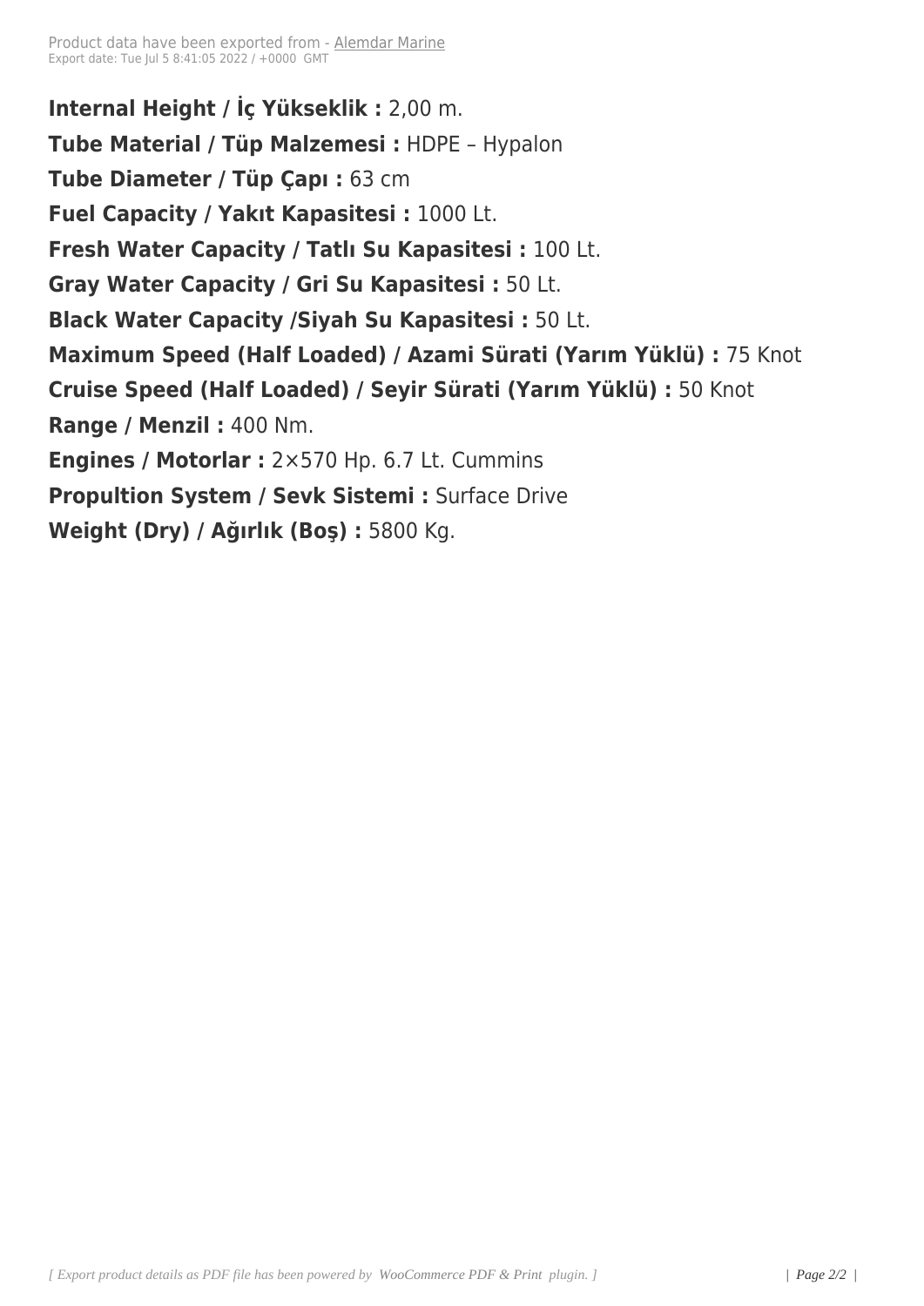**Internal Height / İç Yükseklik :** 2,00 m.
**Tube Material / Tüp Malzemesi :** HDPE – Hypalon
**Tube Diameter / Tüp Çapı :** 63 cm
**Fuel Capacity / Yakıt Kapasitesi :** 1000 Lt.
**Fresh Water Capacity / Tatlı Su Kapasitesi :** 100 Lt.
**Gray Water Capacity / Gri Su Kapasitesi :** 50 Lt.
**Black Water Capacity /Siyah Su Kapasitesi :** 50 Lt.
**Maximum Speed (Half Loaded) / Azami Sürati (Yarım Yüklü) :** 75 Knot
**Cruise Speed (Half Loaded) / Seyir Sürati (Yarım Yüklü) :** 50 Knot
**Range / Menzil :** 400 Nm.
**Engines / Motorlar :** 2×570 Hp. 6.7 Lt. Cummins
**Propultion System / Sevk Sistemi :** Surface Drive
**Weight (Dry) / Ağırlık (Boş) :** 5800 Kg.